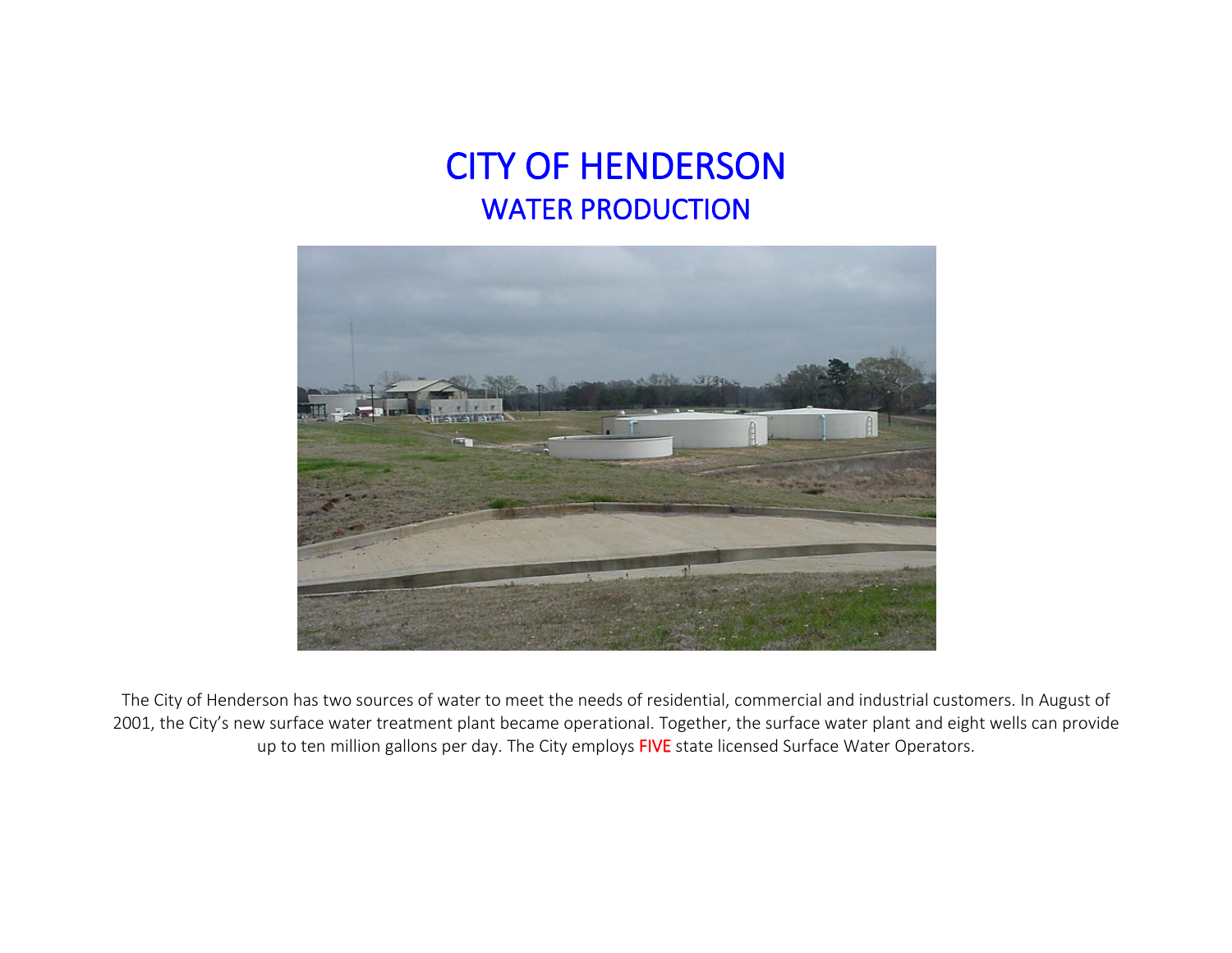# CITY OF HENDERSON

## WATER PRODUCTION

The City of Henderson has two sources of water to meet the needs of residential, commercial and industrial customers. In August of 2001, the City's new surface water treatment plant became operational. Together, the surface water plant and eight wells can provide up to ten million gallons per day. The City employs FIVE state licensed Surface Water Operators.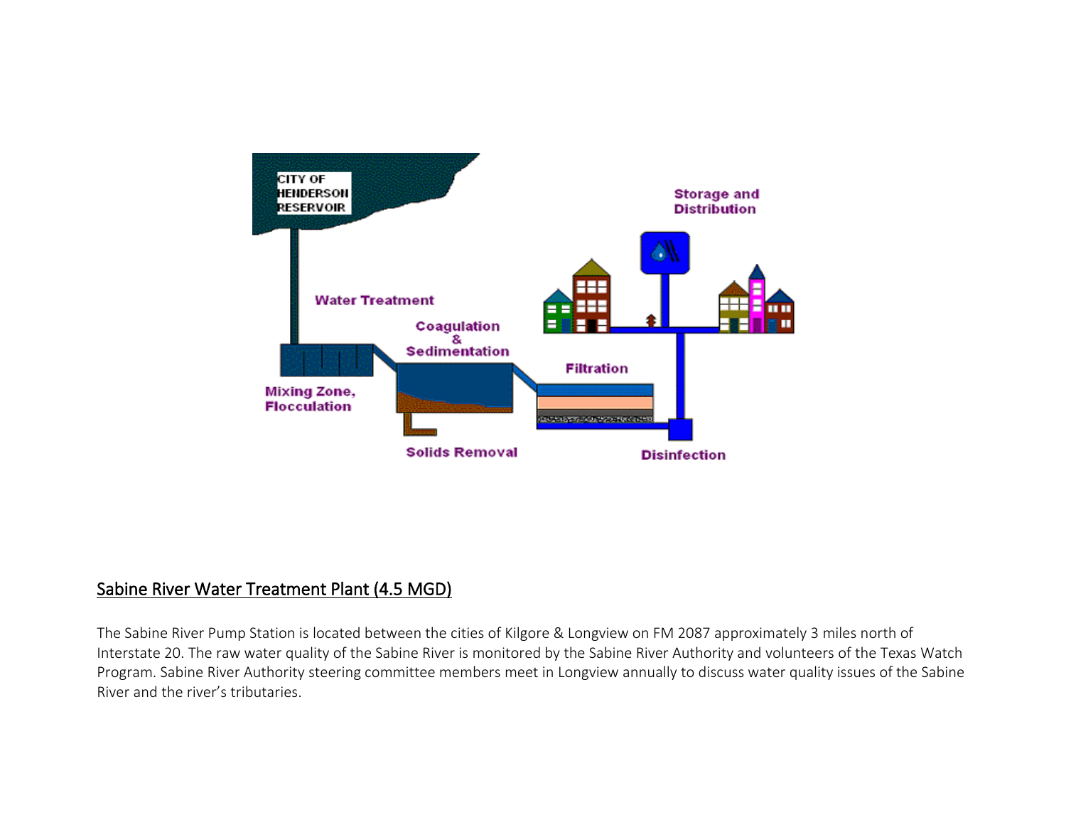CITY OF HENDERSON RESERVOIR

Water Treatment

Mixing Zone, Flocculation

Coagulation & Sedimentation

Solids Removal

Filtration

Disinfection

Storage and Distribution

## Sabine River Water Treatment Plant (4.5 MGD)

The Sabine River Pump Station is located between the cities of Kilgore & Longview on FM 2087 approximately 3 miles north of Interstate 20. The raw water quality of the Sabine River is monitored by the Sabine River Authority and volunteers of the Texas Watch Program. Sabine River Authority steering committee members meet in Longview annually to discuss water quality issues of the Sabine River and the river's tributaries.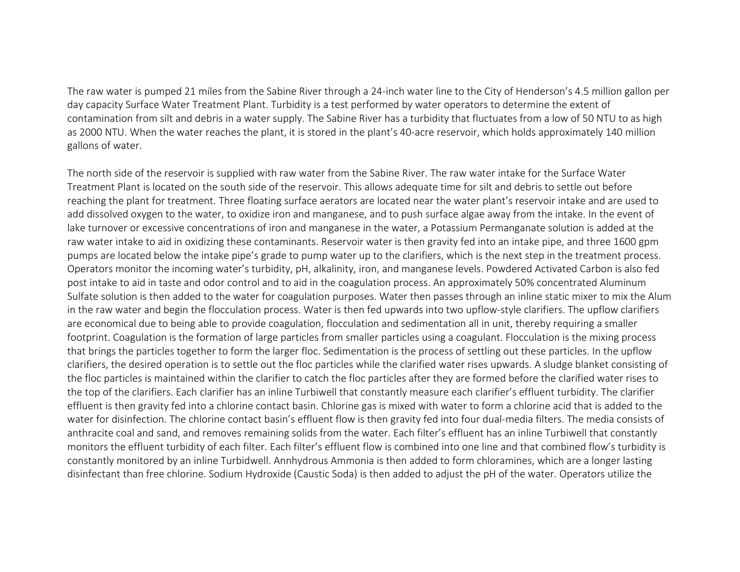The raw water is pumped 21 miles from the Sabine River through a 24-inch water line to the City of Henderson's 4.5 million gallon per day capacity Surface Water Treatment Plant. Turbidity is a test performed by water operators to determine the extent of contamination from silt and debris in a water supply. The Sabine River has a turbidity that fluctuates from a low of 50 NTU to as high as 2000 NTU. When the water reaches the plant, it is stored in the plant's 40-acre reservoir, which holds approximately 140 million gallons of water.

The north side of the reservoir is supplied with raw water from the Sabine River. The raw water intake for the Surface Water Treatment Plant is located on the south side of the reservoir. This allows adequate time for silt and debris to settle out before reaching the plant for treatment. Three floating surface aerators are located near the water plant's reservoir intake and are used to add dissolved oxygen to the water, to oxidize iron and manganese, and to push surface algae away from the intake. In the event of lake turnover or excessive concentrations of iron and manganese in the water, a Potassium Permanganate solution is added at the raw water intake to aid in oxidizing these contaminants. Reservoir water is then gravity fed into an intake pipe, and three 1600 gpm pumps are located below the intake pipe's grade to pump water up to the clarifiers, which is the next step in the treatment process. Operators monitor the incoming water's turbidity, pH, alkalinity, iron, and manganese levels. Powdered Activated Carbon is also fed post intake to aid in taste and odor control and to aid in the coagulation process. An approximately 50% concentrated Aluminum Sulfate solution is then added to the water for coagulation purposes. Water then passes through an inline static mixer to mix the Alum in the raw water and begin the flocculation process. Water is then fed upwards into two upflow-style clarifiers. The upflow clarifiers are economical due to being able to provide coagulation, flocculation and sedimentation all in unit, thereby requiring a smaller footprint. Coagulation is the formation of large particles from smaller particles using a coagulant. Flocculation is the mixing process that brings the particles together to form the larger floc. Sedimentation is the process of settling out these particles. In the upflow clarifiers, the desired operation is to settle out the floc particles while the clarified water rises upwards. A sludge blanket consisting of the floc particles is maintained within the clarifier to catch the floc particles after they are formed before the clarified water rises to the top of the clarifiers. Each clarifier has an inline Turbiwell that constantly measure each clarifier's effluent turbidity. The clarifier effluent is then gravity fed into a chlorine contact basin. Chlorine gas is mixed with water to form a chlorine acid that is added to the water for disinfection. The chlorine contact basin's effluent flow is then gravity fed into four dual-media filters. The media consists of anthracite coal and sand, and removes remaining solids from the water. Each filter's effluent has an inline Turbiwell that constantly monitors the effluent turbidity of each filter. Each filter's effluent flow is combined into one line and that combined flow's turbidity is constantly monitored by an inline Turbidwell. Annhydrous Ammonia is then added to form chloramines, which are a longer lasting disinfectant than free chlorine. Sodium Hydroxide (Caustic Soda) is then added to adjust the pH of the water. Operators utilize the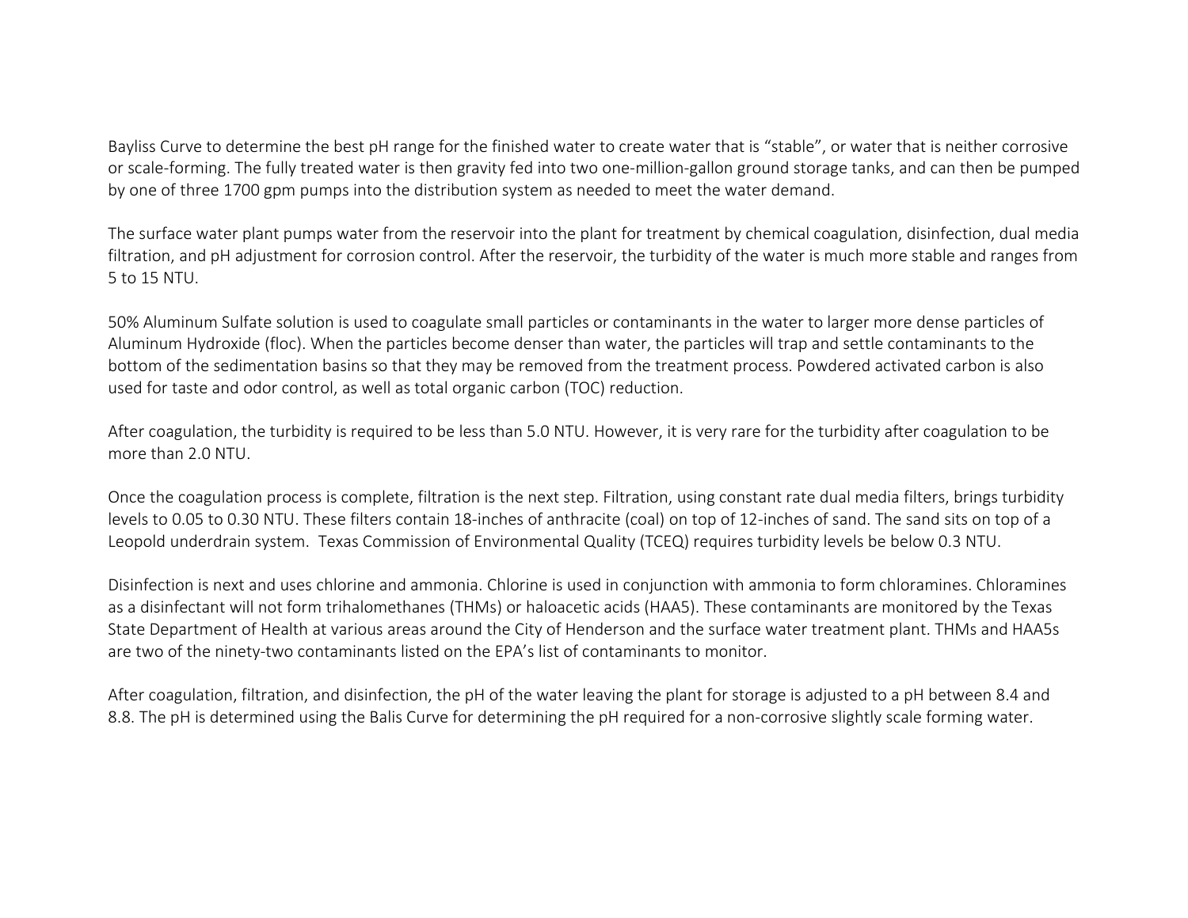Bayliss Curve to determine the best pH range for the finished water to create water that is "stable", or water that is neither corrosive or scale-forming. The fully treated water is then gravity fed into two one-million-gallon ground storage tanks, and can then be pumped by one of three 1700 gpm pumps into the distribution system as needed to meet the water demand.

The surface water plant pumps water from the reservoir into the plant for treatment by chemical coagulation, disinfection, dual media filtration, and pH adjustment for corrosion control. After the reservoir, the turbidity of the water is much more stable and ranges from 5 to 15 NTU.

50% Aluminum Sulfate solution is used to coagulate small particles or contaminants in the water to larger more dense particles of Aluminum Hydroxide (floc). When the particles become denser than water, the particles will trap and settle contaminants to the bottom of the sedimentation basins so that they may be removed from the treatment process. Powdered activated carbon is also used for taste and odor control, as well as total organic carbon (TOC) reduction.

After coagulation, the turbidity is required to be less than 5.0 NTU. However, it is very rare for the turbidity after coagulation to be more than 2.0 NTU.

Once the coagulation process is complete, filtration is the next step. Filtration, using constant rate dual media filters, brings turbidity levels to 0.05 to 0.30 NTU. These filters contain 18-inches of anthracite (coal) on top of 12-inches of sand. The sand sits on top of a Leopold underdrain system. Texas Commission of Environmental Quality (TCEQ) requires turbidity levels be below 0.3 NTU.

Disinfection is next and uses chlorine and ammonia. Chlorine is used in conjunction with ammonia to form chloramines. Chloramines as a disinfectant will not form trihalomethanes (THMs) or haloacetic acids (HAA5). These contaminants are monitored by the Texas State Department of Health at various areas around the City of Henderson and the surface water treatment plant. THMs and HAA5s are two of the ninety-two contaminants listed on the EPA's list of contaminants to monitor.

After coagulation, filtration, and disinfection, the pH of the water leaving the plant for storage is adjusted to a pH between 8.4 and 8.8. The pH is determined using the Balis Curve for determining the pH required for a non-corrosive slightly scale forming water.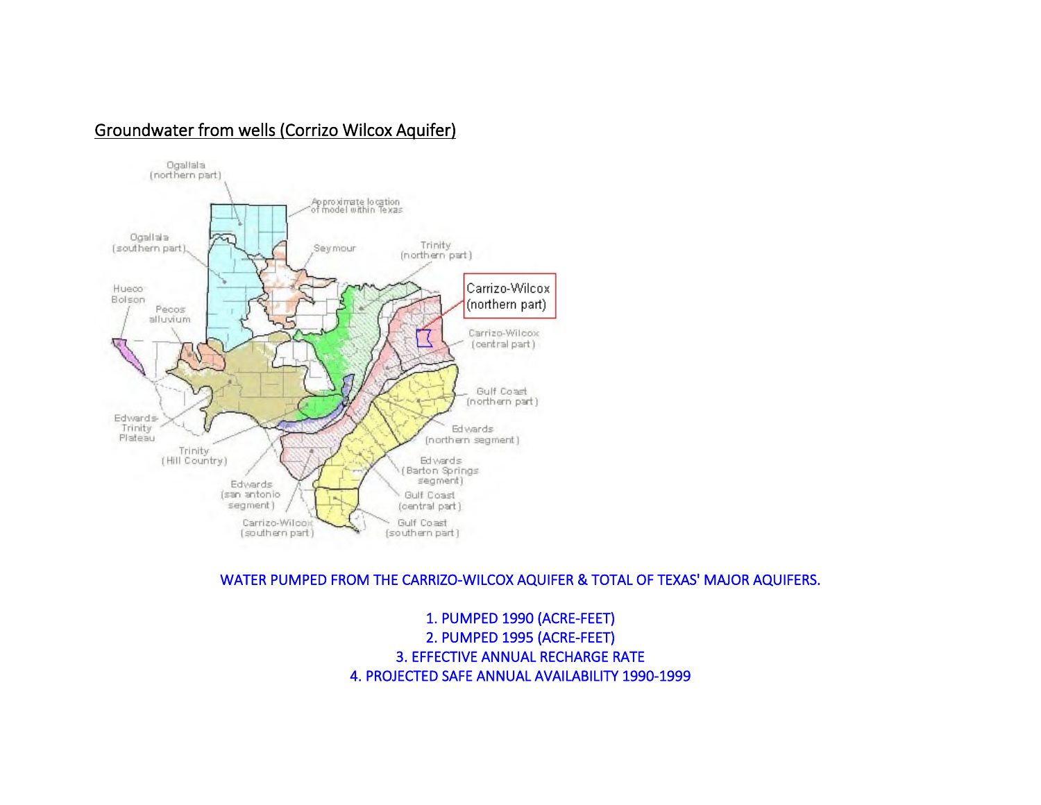## Groundwater from wells (Corrizo Wilcox Aquifer)

WATER PUMPED FROM THE CARRIZO-WILCOX AQUIFER & TOTAL OF TEXAS' MAJOR AQUIFERS.

1. PUMPED 1990 (ACRE-FEET)
2. PUMPED 1995 (ACRE-FEET)
3. EFFECTIVE ANNUAL RECHARGE RATE
4. PROJECTED SAFE ANNUAL AVAILABILITY 1990-1999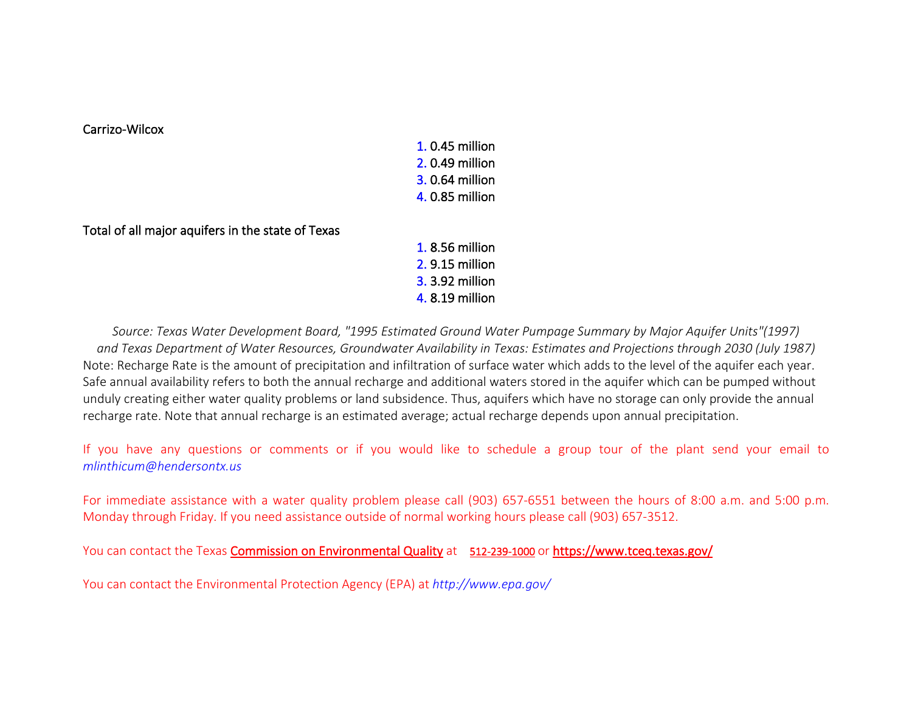Carrizo-Wilcox

1. 0.45 million
2. 0.49 million
3. 0.64 million
4. 0.85 million

Total of all major aquifers in the state of Texas

1. 8.56 million
2. 9.15 million
3. 3.92 million
4. 8.19 million

*Source: Texas Water Development Board, "1995 Estimated Ground Water Pumpage Summary by Major Aquifer Units"(1997) and Texas Department of Water Resources, Groundwater Availability in Texas: Estimates and Projections through 2030 (July 1987)*

Note: Recharge Rate is the amount of precipitation and infiltration of surface water which adds to the level of the aquifer each year. Safe annual availability refers to both the annual recharge and additional waters stored in the aquifer which can be pumped without unduly creating either water quality problems or land subsidence. Thus, aquifers which have no storage can only provide the annual recharge rate. Note that annual recharge is an estimated average; actual recharge depends upon annual precipitation.

If you have any questions or comments or if you would like to schedule a group tour of the plant send your email to *mlinthicum@hendersontx.us*

For immediate assistance with a water quality problem please call (903) 657-6551 between the hours of 8:00 a.m. and 5:00 p.m. Monday through Friday. If you need assistance outside of normal working hours please call (903) 657-3512.

You can contact the Texas Commission on Environmental Quality at 512-239-1000 or https://www.tceq.texas.gov/

You can contact the Environmental Protection Agency (EPA) at *http://www.epa.gov/*